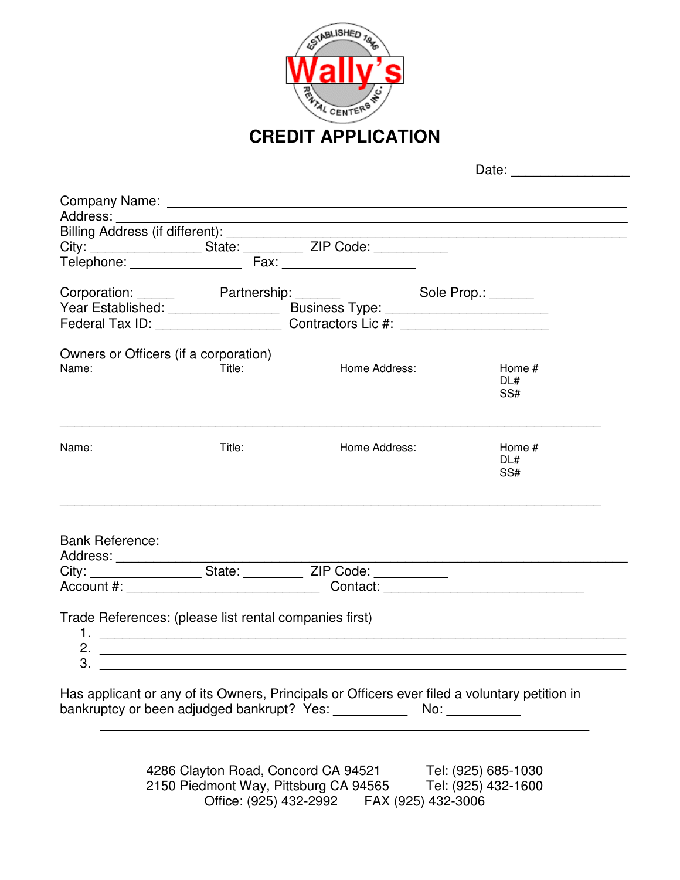ESTABLISHED 1946

Wally's

RENTAL CENTERS INC.

# CREDIT APPLICATION

Date: ________________

Company Name: ____________________________________________________________
Address: _________________________________________________________________
Billing Address (if different): ___________________________________________________
City: ______________ State: ________ ZIP Code: __________
Telephone: ______________ Fax: _________________

Corporation: _____ Partnership: ______ Sole Prop.: ______
Year Established: ______________ Business Type: ____________________
Federal Tax ID: ________________ Contractors Lic #: ___________________

Owners or Officers (if a corporation)

Name: Title: Home Address: Home #
DL#
SS#

_____________________________________________________________________________

Name: Title: Home Address: Home #
DL#
SS#

_____________________________________________________________________________

Bank Reference:
Address: _________________________________________________________________
City: ______________ State: ________ ZIP Code: __________
Account #: __________________________ Contact: ___________________________

Trade References: (please list rental companies first)

1. ______________________________________________________________________
2. ______________________________________________________________________
3. ______________________________________________________________________

Has applicant or any of its Owners, Principals or Officers ever filed a voluntary petition in bankruptcy or been adjudged bankrupt? Yes: __________ No: __________

4286 Clayton Road, Concord CA 94521 Tel: (925) 685-1030
2150 Piedmont Way, Pittsburg CA 94565 Tel: (925) 432-1600
Office: (925) 432-2992 FAX (925) 432-3006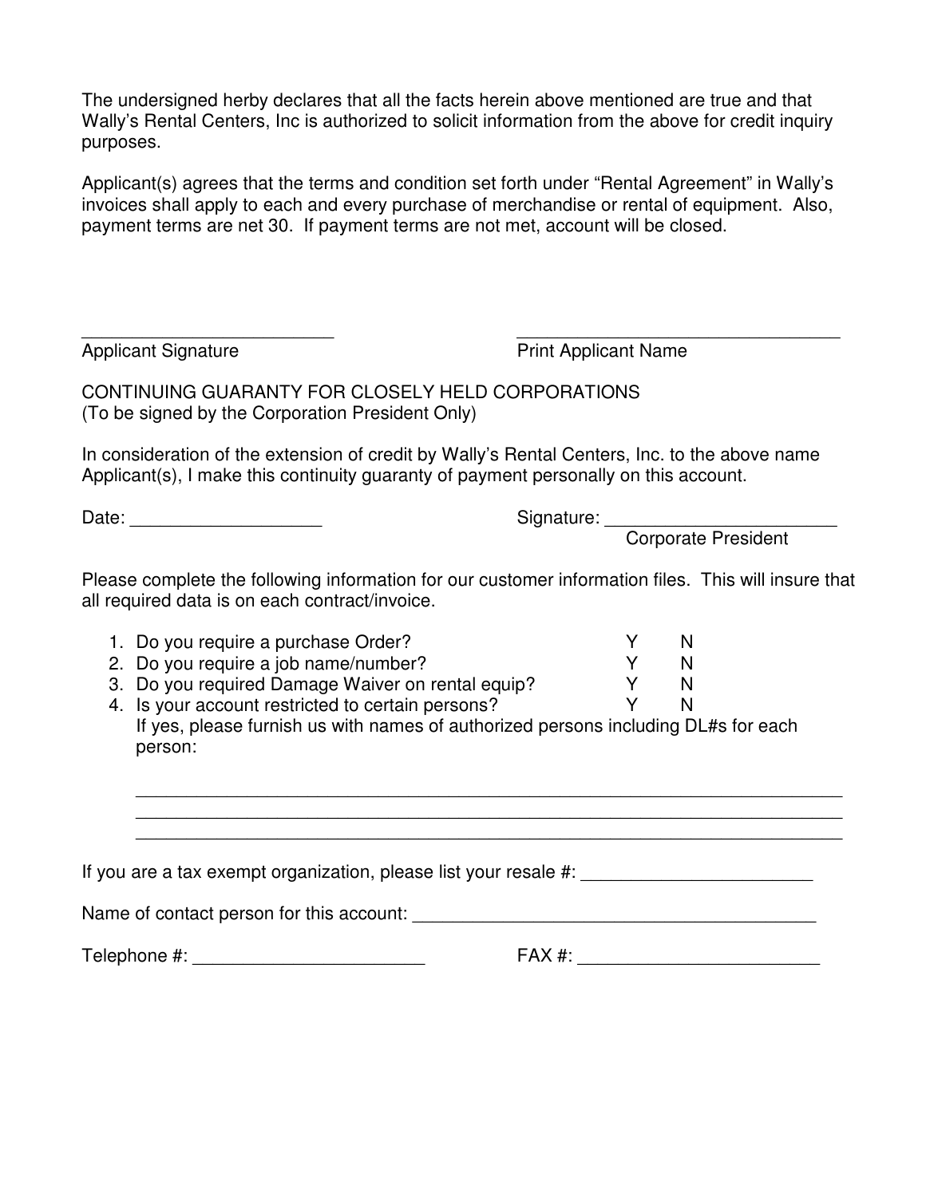The undersigned herby declares that all the facts herein above mentioned are true and that Wally's Rental Centers, Inc is authorized to solicit information from the above for credit inquiry purposes.

Applicant(s) agrees that the terms and condition set forth under "Rental Agreement" in Wally's invoices shall apply to each and every purchase of merchandise or rental of equipment. Also, payment terms are net 30. If payment terms are not met, account will be closed.

\_\_\_\_\_\_\_\_\_\_\_\_\_\_\_\_\_\_\_\_\_\_\_\_\_\_ \_\_\_\_\_\_\_\_\_\_\_\_\_\_\_\_\_\_\_\_\_\_\_\_\_\_\_\_\_\_\_\_\_\_\_\_

Applicant Signature Print Applicant Name

CONTINUING GUARANTY FOR CLOSELY HELD CORPORATIONS
(To be signed by the Corporation President Only)

In consideration of the extension of credit by Wally's Rental Centers, Inc. to the above name Applicant(s), I make this continuity guaranty of payment personally on this account.

Date: \_\_\_\_\_\_\_\_\_\_\_\_\_\_\_\_\_\_\_\_ Signature: \_\_\_\_\_\_\_\_\_\_\_\_\_\_\_\_\_\_\_\_\_\_\_\_

Corporate President

Please complete the following information for our customer information files. This will insure that all required data is on each contract/invoice.

1. Do you require a purchase Order? Y N
2. Do you require a job name/number? Y N
3. Do you required Damage Waiver on rental equip? Y N
4. Is your account restricted to certain persons? Y N
   If yes, please furnish us with names of authorized persons including DL#s for each person:

   \_\_\_\_\_\_\_\_\_\_\_\_\_\_\_\_\_\_\_\_\_\_\_\_\_\_\_\_\_\_\_\_\_\_\_\_\_\_\_\_\_\_\_\_\_\_\_\_\_\_\_\_\_\_\_\_\_\_\_\_\_\_\_\_\_\_\_\_\_\_
   \_\_\_\_\_\_\_\_\_\_\_\_\_\_\_\_\_\_\_\_\_\_\_\_\_\_\_\_\_\_\_\_\_\_\_\_\_\_\_\_\_\_\_\_\_\_\_\_\_\_\_\_\_\_\_\_\_\_\_\_\_\_\_\_\_\_\_\_\_\_
   \_\_\_\_\_\_\_\_\_\_\_\_\_\_\_\_\_\_\_\_\_\_\_\_\_\_\_\_\_\_\_\_\_\_\_\_\_\_\_\_\_\_\_\_\_\_\_\_\_\_\_\_\_\_\_\_\_\_\_\_\_\_\_\_\_\_\_\_\_\_

If you are a tax exempt organization, please list your resale #: \_\_\_\_\_\_\_\_\_\_\_\_\_\_\_\_\_\_\_\_\_\_\_\_

Name of contact person for this account: \_\_\_\_\_\_\_\_\_\_\_\_\_\_\_\_\_\_\_\_\_\_\_\_\_\_\_\_\_\_\_\_\_\_\_\_\_\_\_\_\_\_

Telephone #: \_\_\_\_\_\_\_\_\_\_\_\_\_\_\_\_\_\_\_\_\_\_\_\_ FAX #: \_\_\_\_\_\_\_\_\_\_\_\_\_\_\_\_\_\_\_\_\_\_\_\_\_